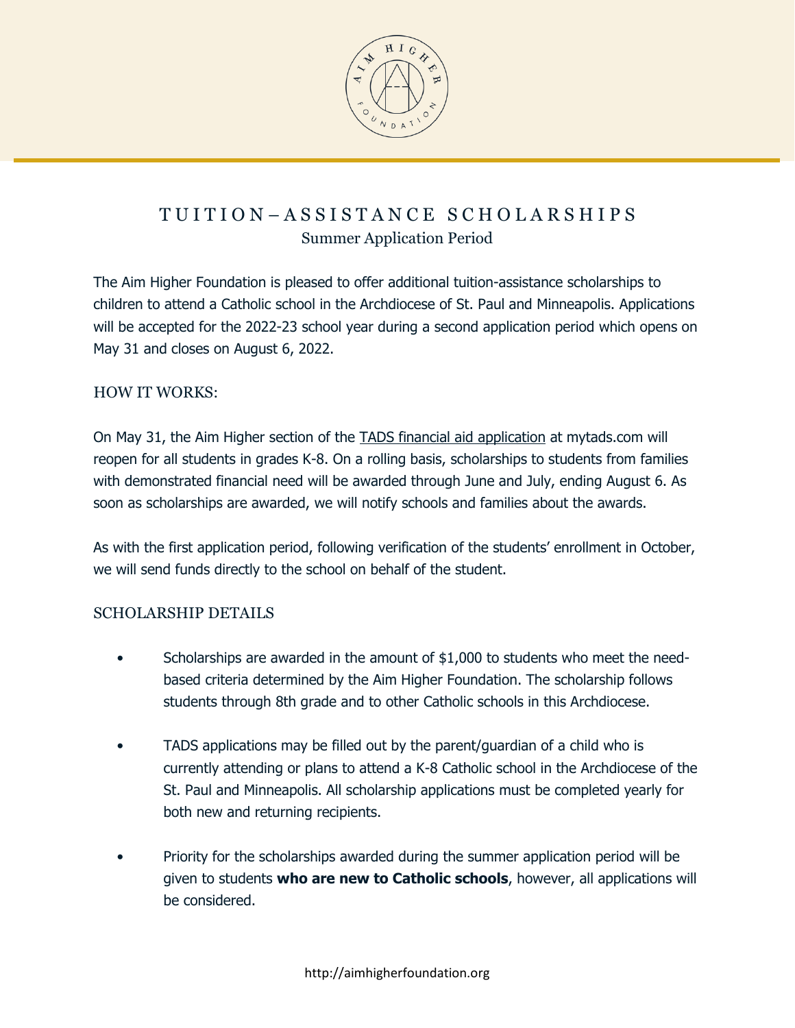# TUITION–ASSISTANCE SCHOLARSHIPS

## Summer Application Period

The Aim Higher Foundation is pleased to offer additional tuition-assistance scholarships to children to attend a Catholic school in the Archdiocese of St. Paul and Minneapolis. Applications will be accepted for the 2022-23 school year during a second application period which opens on May 31 and closes on August 6, 2022.

### HOW IT WORKS:

On May 31, the Aim Higher section of the TADS financial aid application at mytads.com will reopen for all students in grades K-8. On a rolling basis, scholarships to students from families with demonstrated financial need will be awarded through June and July, ending August 6. As soon as scholarships are awarded, we will notify schools and families about the awards.

As with the first application period, following verification of the students' enrollment in October, we will send funds directly to the school on behalf of the student.

### SCHOLARSHIP DETAILS

- Scholarships are awarded in the amount of $1,000 to students who meet the need-based criteria determined by the Aim Higher Foundation. The scholarship follows students through 8th grade and to other Catholic schools in this Archdiocese.

- TADS applications may be filled out by the parent/guardian of a child who is currently attending or plans to attend a K-8 Catholic school in the Archdiocese of the St. Paul and Minneapolis. All scholarship applications must be completed yearly for both new and returning recipients.

- Priority for the scholarships awarded during the summer application period will be given to students **who are new to Catholic schools**, however, all applications will be considered.

http://aimhigherfoundation.org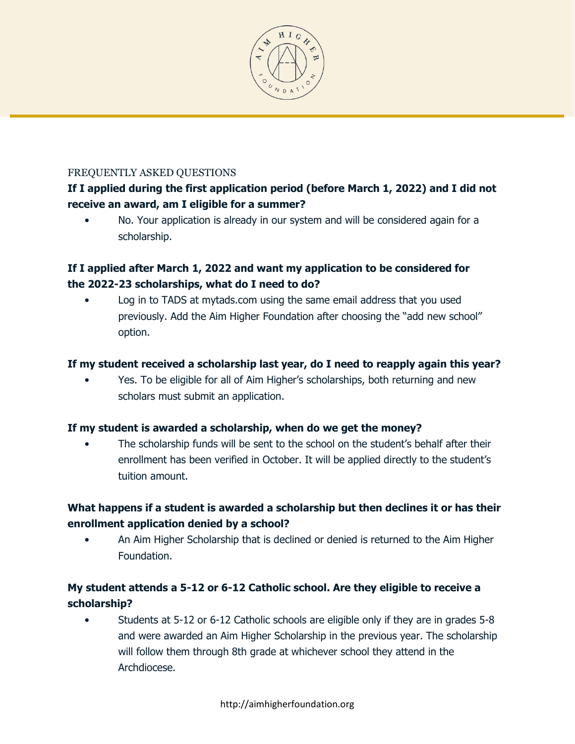FREQUENTLY ASKED QUESTIONS

**If I applied during the first application period (before March 1, 2022) and I did not receive an award, am I eligible for a summer?**

- No. Your application is already in our system and will be considered again for a scholarship.

**If I applied after March 1, 2022 and want my application to be considered for the 2022-23 scholarships, what do I need to do?**

- Log in to TADS at mytads.com using the same email address that you used previously. Add the Aim Higher Foundation after choosing the "add new school" option.

**If my student received a scholarship last year, do I need to reapply again this year?**

- Yes. To be eligible for all of Aim Higher's scholarships, both returning and new scholars must submit an application.

**If my student is awarded a scholarship, when do we get the money?**

- The scholarship funds will be sent to the school on the student's behalf after their enrollment has been verified in October. It will be applied directly to the student's tuition amount.

**What happens if a student is awarded a scholarship but then declines it or has their enrollment application denied by a school?**

- An Aim Higher Scholarship that is declined or denied is returned to the Aim Higher Foundation.

**My student attends a 5-12 or 6-12 Catholic school. Are they eligible to receive a scholarship?**

- Students at 5-12 or 6-12 Catholic schools are eligible only if they are in grades 5-8 and were awarded an Aim Higher Scholarship in the previous year. The scholarship will follow them through 8th grade at whichever school they attend in the Archdiocese.

http://aimhigherfoundation.org